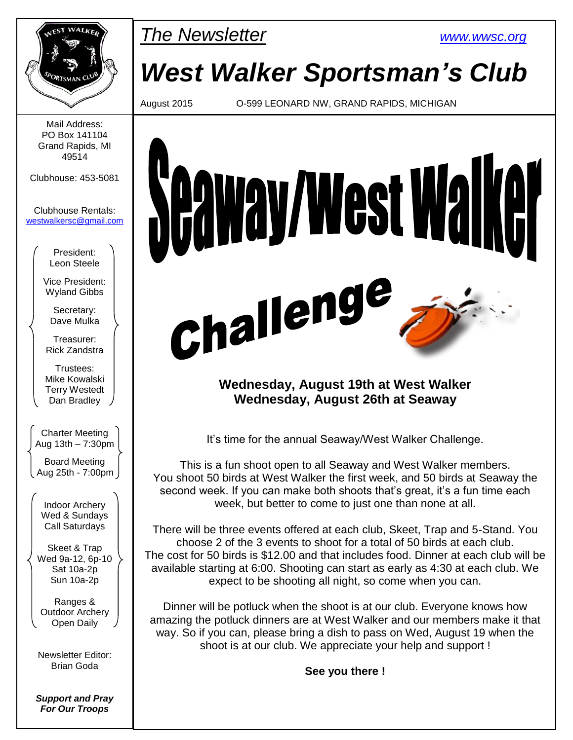*The Newsletter*

www.wwsc.org

# West Walker Sportsman's Club

August 2015 O-599 LEONARD NW, GRAND RAPIDS, MICHIGAN

Mail Address:
PO Box 141104
Grand Rapids, MI
49514

Clubhouse: 453-5081

Clubhouse Rentals:
westwalkersc@gmail.com

President:
Leon Steele

Vice President:
Wyland Gibbs

Secretary:
Dave Mulka

Treasurer:
Rick Zandstra

Trustees:
Mike Kowalski
Terry Westedt
Dan Bradley

Charter Meeting
Aug 13th – 7:30pm

Board Meeting
Aug 25th - 7:00pm

Indoor Archery
Wed & Sundays
Call Saturdays

Skeet & Trap
Wed 9a-12, 6p-10
Sat 10a-2p
Sun 10a-2p

Ranges &
Outdoor Archery
Open Daily

Newsletter Editor:
Brian Goda

***Support and Pray For Our Troops***

# Seaway/West Walker Challenge

**Wednesday, August 19th at West Walker**
**Wednesday, August 26th at Seaway**

It's time for the annual Seaway/West Walker Challenge.

This is a fun shoot open to all Seaway and West Walker members. You shoot 50 birds at West Walker the first week, and 50 birds at Seaway the second week. If you can make both shoots that's great, it's a fun time each week, but better to come to just one than none at all.

There will be three events offered at each club, Skeet, Trap and 5-Stand. You choose 2 of the 3 events to shoot for a total of 50 birds at each club. The cost for 50 birds is $12.00 and that includes food. Dinner at each club will be available starting at 6:00. Shooting can start as early as 4:30 at each club. We expect to be shooting all night, so come when you can.

Dinner will be potluck when the shoot is at our club. Everyone knows how amazing the potluck dinners are at West Walker and our members make it that way. So if you can, please bring a dish to pass on Wed, August 19 when the shoot is at our club. We appreciate your help and support !

**See you there !**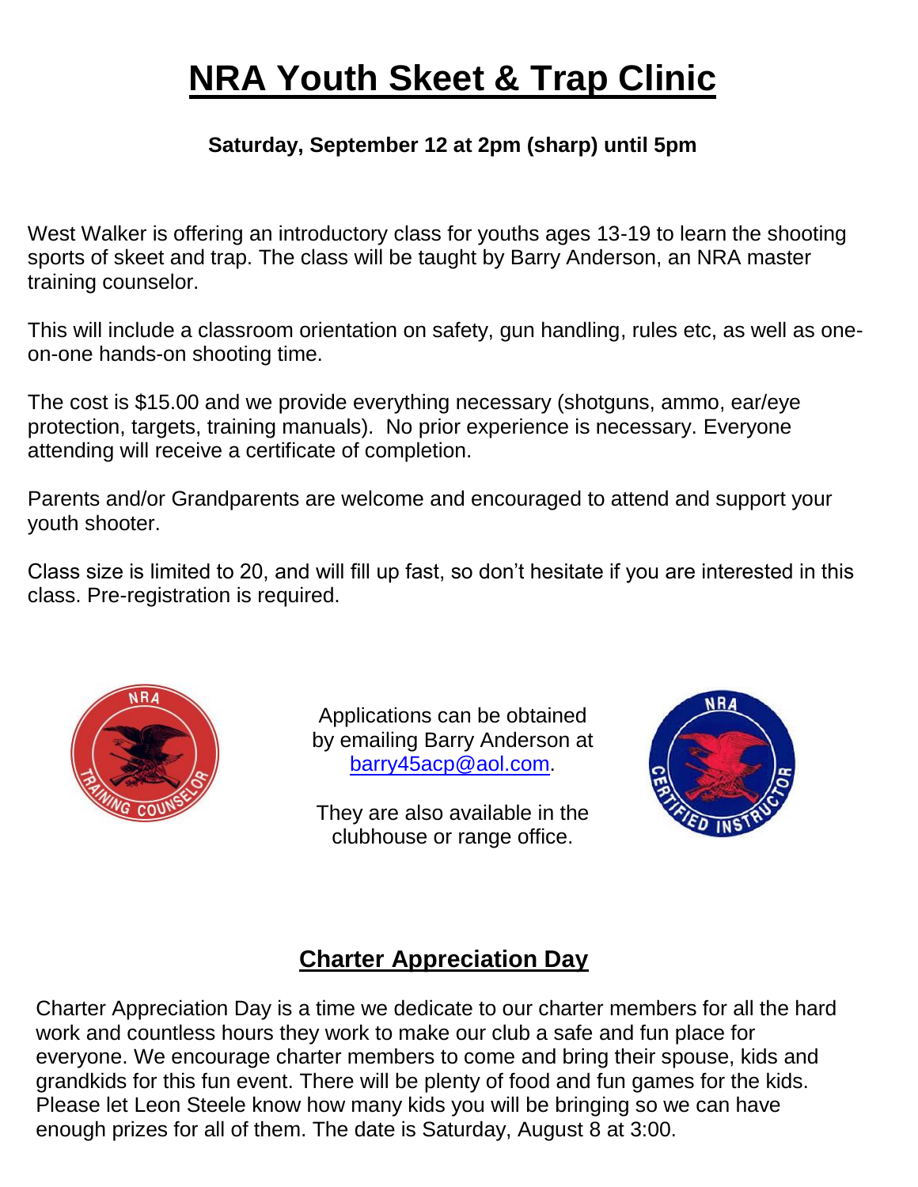# NRA Youth Skeet & Trap Clinic

**Saturday, September 12 at 2pm (sharp) until 5pm**

West Walker is offering an introductory class for youths ages 13-19 to learn the shooting sports of skeet and trap. The class will be taught by Barry Anderson, an NRA master training counselor.

This will include a classroom orientation on safety, gun handling, rules etc, as well as one-on-one hands-on shooting time.

The cost is $15.00 and we provide everything necessary (shotguns, ammo, ear/eye protection, targets, training manuals). No prior experience is necessary. Everyone attending will receive a certificate of completion.

Parents and/or Grandparents are welcome and encouraged to attend and support your youth shooter.

Class size is limited to 20, and will fill up fast, so don't hesitate if you are interested in this class. Pre-registration is required.

Applications can be obtained by emailing Barry Anderson at barry45acp@aol.com.

They are also available in the clubhouse or range office.

## Charter Appreciation Day

Charter Appreciation Day is a time we dedicate to our charter members for all the hard work and countless hours they work to make our club a safe and fun place for everyone. We encourage charter members to come and bring their spouse, kids and grandkids for this fun event. There will be plenty of food and fun games for the kids. Please let Leon Steele know how many kids you will be bringing so we can have enough prizes for all of them. The date is Saturday, August 8 at 3:00.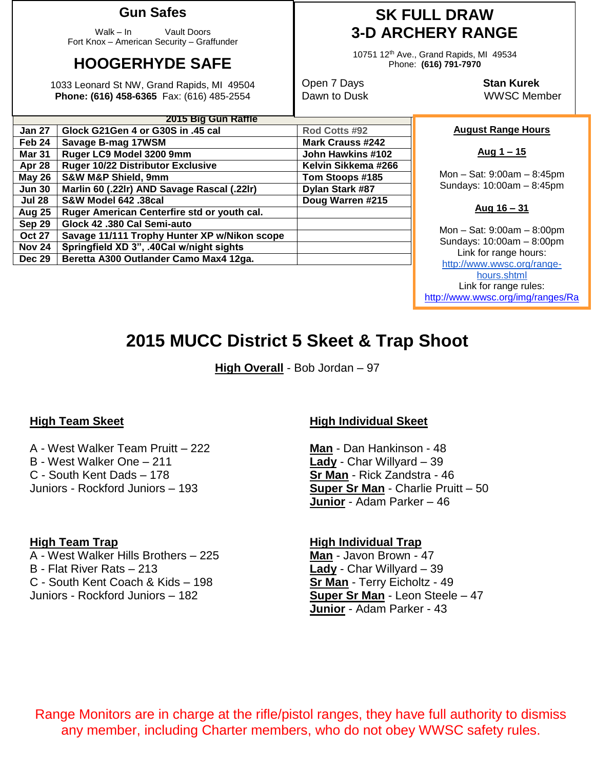## Gun Safes

Walk – In Vault Doors
Fort Knox – American Security – Graffunder

## HOOGERHYDE SAFE

1033 Leonard St NW, Grand Rapids, MI 49504
**Phone: (616) 458-6365** Fax: (616) 485-2554

## SK FULL DRAW 3-D ARCHERY RANGE

10751 12th Ave., Grand Rapids, MI 49534
Phone: **(616) 791-7970**

Open 7 Days
Dawn to Dusk

**Stan Kurek**
WWSC Member

**2015 Big Gun Raffle**

| Date | Prize | Winner |
|---|---|---|
| Jan 27 | Glock G21Gen 4 or G30S in .45 cal | Rod Cotts #92 |
| Feb 24 | Savage B-mag 17WSM | Mark Crauss #242 |
| Mar 31 | Ruger LC9 Model 3200 9mm | John Hawkins #102 |
| Apr 28 | Ruger 10/22 Distributor Exclusive | Kelvin Sikkema #266 |
| May 26 | S&W M&P Shield, 9mm | Tom Stoops #185 |
| Jun 30 | Marlin 60 (.22lr) AND Savage Rascal (.22lr) | Dylan Stark #87 |
| Jul 28 | S&W Model 642 .38cal | Doug Warren #215 |
| Aug 25 | Ruger American Centerfire std or youth cal. | |
| Sep 29 | Glock 42 .380 Cal Semi-auto | |
| Oct 27 | Savage 11/111 Trophy Hunter XP w/Nikon scope | |
| Nov 24 | Springfield XD 3", .40Cal w/night sights | |
| Dec 29 | Beretta A300 Outlander Camo Max4 12ga. | |

**August Range Hours**

**Aug 1 – 15**

Mon – Sat: 9:00am – 8:45pm
Sundays: 10:00am – 8:45pm

**Aug 16 – 31**

Mon – Sat: 9:00am – 8:00pm
Sundays: 10:00am – 8:00pm
Link for range hours: http://www.wwsc.org/range-hours.shtml
Link for range rules: http://www.wwsc.org/img/ranges/Ra

# 2015 MUCC District 5 Skeet & Trap Shoot

**High Overall** - Bob Jordan – 97

### High Team Skeet

A - West Walker Team Pruitt – 222
B - West Walker One – 211
C - South Kent Dads – 178
Juniors - Rockford Juniors – 193

### High Individual Skeet

**Man** - Dan Hankinson - 48
**Lady** - Char Willyard – 39
**Sr Man** - Rick Zandstra - 46
**Super Sr Man** - Charlie Pruitt – 50
**Junior** - Adam Parker – 46

### High Team Trap

A - West Walker Hills Brothers – 225
B - Flat River Rats – 213
C - South Kent Coach & Kids – 198
Juniors - Rockford Juniors – 182

### High Individual Trap

**Man** - Javon Brown - 47
**Lady** - Char Willyard – 39
**Sr Man** - Terry Eicholtz - 49
**Super Sr Man** - Leon Steele – 47
**Junior** - Adam Parker - 43

Range Monitors are in charge at the rifle/pistol ranges, they have full authority to dismiss any member, including Charter members, who do not obey WWSC safety rules.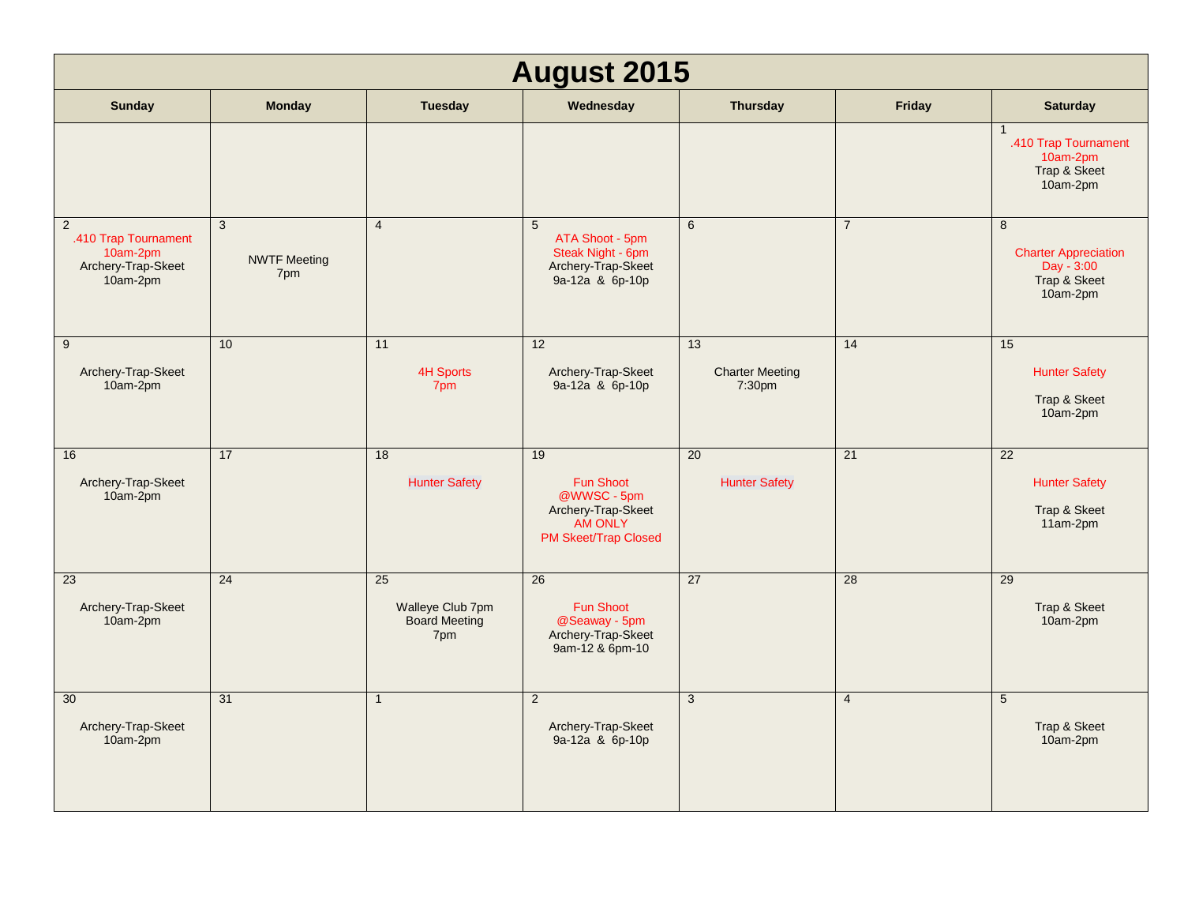# August 2015

| Sunday | Monday | Tuesday | Wednesday | Thursday | Friday | Saturday |
|---|---|---|---|---|---|---|
| | | | | | | 1 .410 Trap Tournament 10am-2pm Trap & Skeet 10am-2pm |
| 2 .410 Trap Tournament 10am-2pm Archery-Trap-Skeet 10am-2pm | 3 NWTF Meeting 7pm | 4 | 5 ATA Shoot - 5pm Steak Night - 6pm Archery-Trap-Skeet 9a-12a & 6p-10p | 6 | 7 | 8 Charter Appreciation Day - 3:00 Trap & Skeet 10am-2pm |
| 9 Archery-Trap-Skeet 10am-2pm | 10 | 11 4H Sports 7pm | 12 Archery-Trap-Skeet 9a-12a & 6p-10p | 13 Charter Meeting 7:30pm | 14 | 15 Hunter Safety Trap & Skeet 10am-2pm |
| 16 Archery-Trap-Skeet 10am-2pm | 17 | 18 Hunter Safety | 19 Fun Shoot @WWSC - 5pm Archery-Trap-Skeet AM ONLY PM Skeet/Trap Closed | 20 Hunter Safety | 21 | 22 Hunter Safety Trap & Skeet 11am-2pm |
| 23 Archery-Trap-Skeet 10am-2pm | 24 | 25 Walleye Club 7pm Board Meeting 7pm | 26 Fun Shoot @Seaway - 5pm Archery-Trap-Skeet 9am-12 & 6pm-10 | 27 | 28 | 29 Trap & Skeet 10am-2pm |
| 30 Archery-Trap-Skeet 10am-2pm | 31 | 1 | 2 Archery-Trap-Skeet 9a-12a & 6p-10p | 3 | 4 | 5 Trap & Skeet 10am-2pm |